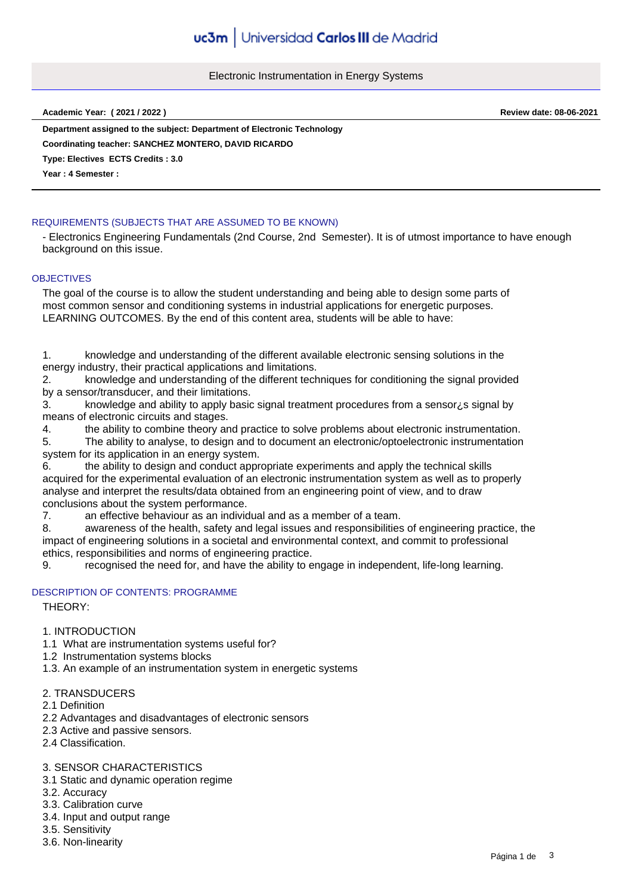# Electronic Instrumentation in Energy Systems

**Academic Year: ( 2021 / 2022 )** **Review date: 08-06-2021**

**Department assigned to the subject: Department of Electronic Technology**

**Coordinating teacher: SANCHEZ MONTERO, DAVID RICARDO**

**Type: Electives ECTS Credits : 3.0**

**Year : 4 Semester :**

## REQUIREMENTS (SUBJECTS THAT ARE ASSUMED TO BE KNOWN)

- Electronics Engineering Fundamentals (2nd Course, 2nd Semester). It is of utmost importance to have enough background on this issue.

## OBJECTIVES

The goal of the course is to allow the student understanding and being able to design some parts of most common sensor and conditioning systems in industrial applications for energetic purposes.
LEARNING OUTCOMES. By the end of this content area, students will be able to have:

1. knowledge and understanding of the different available electronic sensing solutions in the energy industry, their practical applications and limitations.
2. knowledge and understanding of the different techniques for conditioning the signal provided by a sensor/transducer, and their limitations.
3. knowledge and ability to apply basic signal treatment procedures from a sensor¿s signal by means of electronic circuits and stages.
4. the ability to combine theory and practice to solve problems about electronic instrumentation.
5. The ability to analyse, to design and to document an electronic/optoelectronic instrumentation system for its application in an energy system.
6. the ability to design and conduct appropriate experiments and apply the technical skills acquired for the experimental evaluation of an electronic instrumentation system as well as to properly analyse and interpret the results/data obtained from an engineering point of view, and to draw conclusions about the system performance.
7. an effective behaviour as an individual and as a member of a team.
8. awareness of the health, safety and legal issues and responsibilities of engineering practice, the impact of engineering solutions in a societal and environmental context, and commit to professional ethics, responsibilities and norms of engineering practice.
9. recognised the need for, and have the ability to engage in independent, life-long learning.

## DESCRIPTION OF CONTENTS: PROGRAMME

THEORY:

1. INTRODUCTION
1.1 What are instrumentation systems useful for?
1.2 Instrumentation systems blocks
1.3. An example of an instrumentation system in energetic systems

2. TRANSDUCERS
2.1 Definition
2.2 Advantages and disadvantages of electronic sensors
2.3 Active and passive sensors.
2.4 Classification.

3. SENSOR CHARACTERISTICS
3.1 Static and dynamic operation regime
3.2. Accuracy
3.3. Calibration curve
3.4. Input and output range
3.5. Sensitivity
3.6. Non-linearity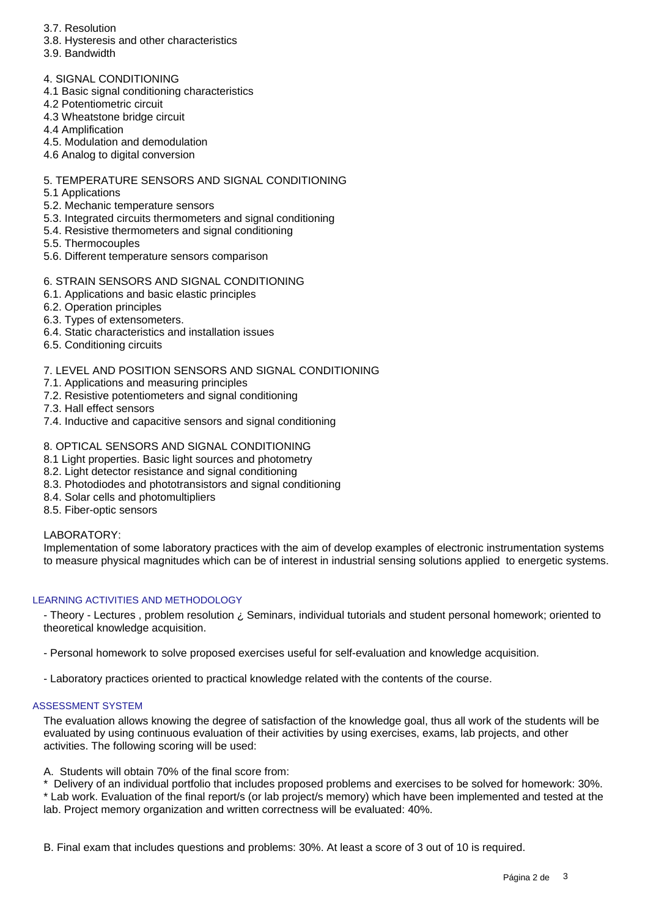3.7. Resolution
3.8. Hysteresis and other characteristics
3.9. Bandwidth

4. SIGNAL CONDITIONING
4.1 Basic signal conditioning characteristics
4.2 Potentiometric circuit
4.3 Wheatstone bridge circuit
4.4 Amplification
4.5. Modulation and demodulation
4.6 Analog to digital conversion

5. TEMPERATURE SENSORS AND SIGNAL CONDITIONING
5.1 Applications
5.2. Mechanic temperature sensors
5.3. Integrated circuits thermometers and signal conditioning
5.4. Resistive thermometers and signal conditioning
5.5. Thermocouples
5.6. Different temperature sensors comparison

6. STRAIN SENSORS AND SIGNAL CONDITIONING
6.1. Applications and basic elastic principles
6.2. Operation principles
6.3. Types of extensometers.
6.4. Static characteristics and installation issues
6.5. Conditioning circuits

7. LEVEL AND POSITION SENSORS AND SIGNAL CONDITIONING
7.1. Applications and measuring principles
7.2. Resistive potentiometers and signal conditioning
7.3. Hall effect sensors
7.4. Inductive and capacitive sensors and signal conditioning

8. OPTICAL SENSORS AND SIGNAL CONDITIONING
8.1 Light properties. Basic light sources and photometry
8.2. Light detector resistance and signal conditioning
8.3. Photodiodes and phototransistors and signal conditioning
8.4. Solar cells and photomultipliers
8.5. Fiber-optic sensors

LABORATORY:
Implementation of some laboratory practices with the aim of develop examples of electronic instrumentation systems to measure physical magnitudes which can be of interest in industrial sensing solutions applied to energetic systems.

## LEARNING ACTIVITIES AND METHODOLOGY

- Theory - Lectures , problem resolution ¿ Seminars, individual tutorials and student personal homework; oriented to theoretical knowledge acquisition.

- Personal homework to solve proposed exercises useful for self-evaluation and knowledge acquisition.

- Laboratory practices oriented to practical knowledge related with the contents of the course.

## ASSESSMENT SYSTEM

The evaluation allows knowing the degree of satisfaction of the knowledge goal, thus all work of the students will be evaluated by using continuous evaluation of their activities by using exercises, exams, lab projects, and other activities. The following scoring will be used:

A. Students will obtain 70% of the final score from:
* Delivery of an individual portfolio that includes proposed problems and exercises to be solved for homework: 30%.
* Lab work. Evaluation of the final report/s (or lab project/s memory) which have been implemented and tested at the lab. Project memory organization and written correctness will be evaluated: 40%.

B. Final exam that includes questions and problems: 30%. At least a score of 3 out of 10 is required.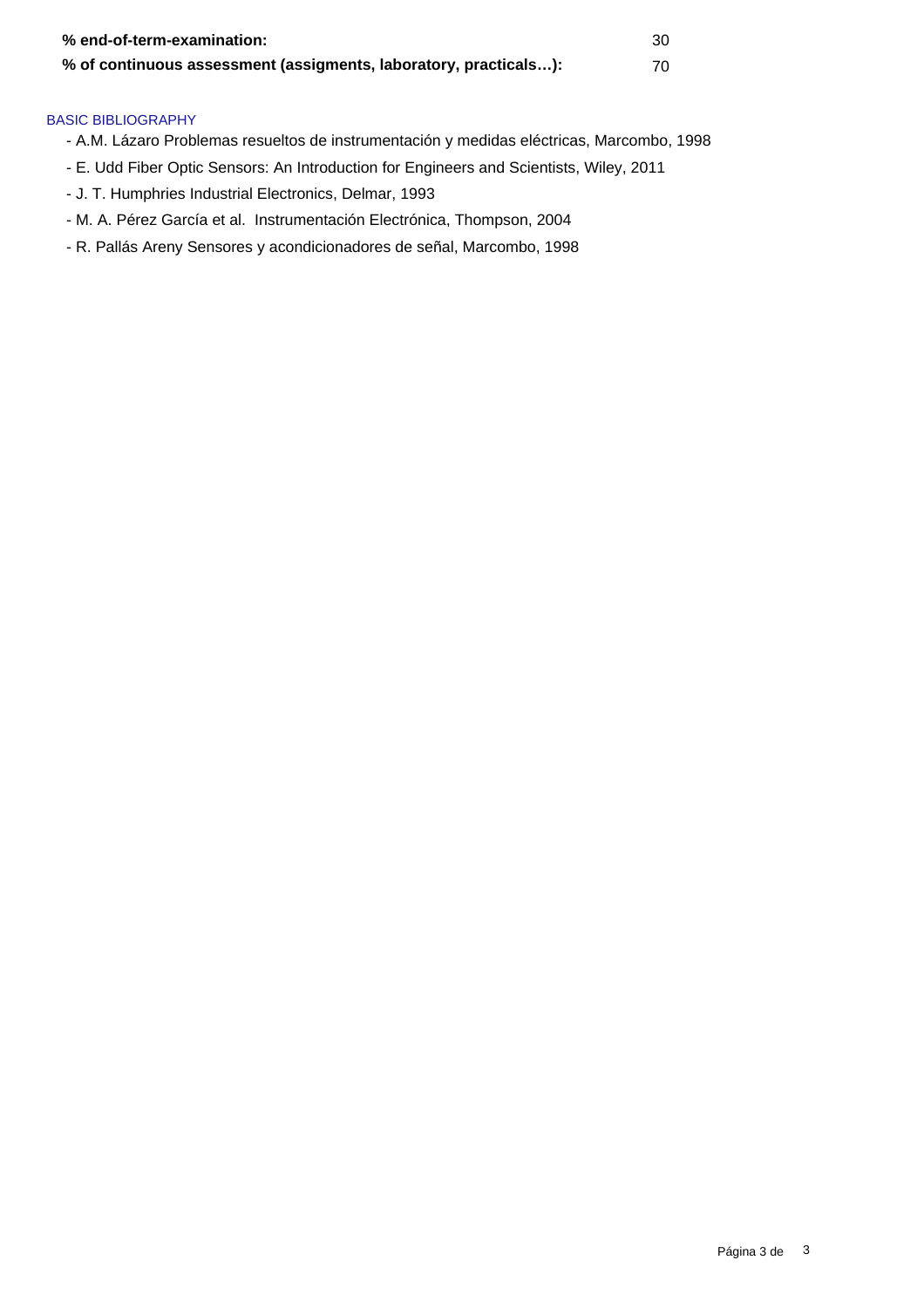**% end-of-term-examination:** 30

**% of continuous assessment (assigments, laboratory, practicals…):** 70

## BASIC BIBLIOGRAPHY

- A.M. Lázaro Problemas resueltos de instrumentación y medidas eléctricas, Marcombo, 1998
- E. Udd Fiber Optic Sensors: An Introduction for Engineers and Scientists, Wiley, 2011
- J. T. Humphries Industrial Electronics, Delmar, 1993
- M. A. Pérez García et al. Instrumentación Electrónica, Thompson, 2004
- R. Pallás Areny Sensores y acondicionadores de señal, Marcombo, 1998